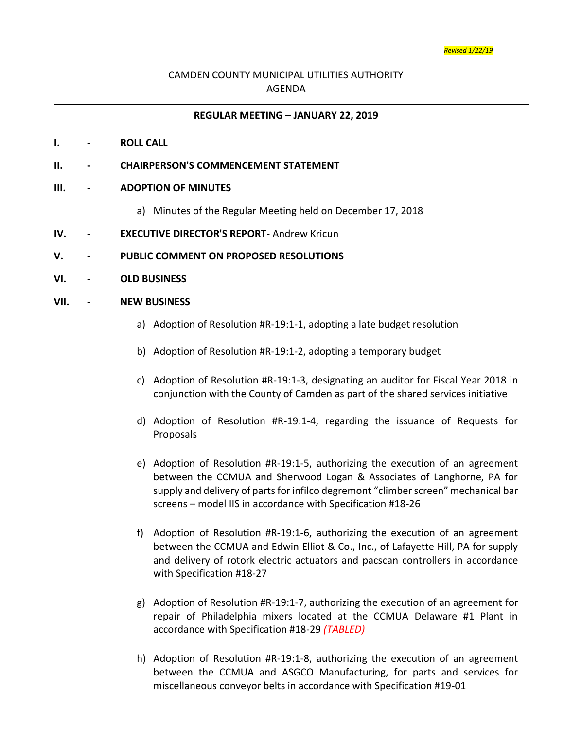*Revised 1/22/19*

CAMDEN COUNTY MUNICIPAL UTILITIES AUTHORITY
AGENDA

---

**REGULAR MEETING – JANUARY 22, 2019**

---

**I. - ROLL CALL**

**II. - CHAIRPERSON'S COMMENCEMENT STATEMENT**

**III. - ADOPTION OF MINUTES**

a) Minutes of the Regular Meeting held on December 17, 2018

**IV. - EXECUTIVE DIRECTOR'S REPORT**- Andrew Kricun

**V. - PUBLIC COMMENT ON PROPOSED RESOLUTIONS**

**VI. - OLD BUSINESS**

**VII. - NEW BUSINESS**

a) Adoption of Resolution #R-19:1-1, adopting a late budget resolution

b) Adoption of Resolution #R-19:1-2, adopting a temporary budget

c) Adoption of Resolution #R-19:1-3, designating an auditor for Fiscal Year 2018 in conjunction with the County of Camden as part of the shared services initiative

d) Adoption of Resolution #R-19:1-4, regarding the issuance of Requests for Proposals

e) Adoption of Resolution #R-19:1-5, authorizing the execution of an agreement between the CCMUA and Sherwood Logan & Associates of Langhorne, PA for supply and delivery of parts for infilco degremont "climber screen" mechanical bar screens – model IIS in accordance with Specification #18-26

f) Adoption of Resolution #R-19:1-6, authorizing the execution of an agreement between the CCMUA and Edwin Elliot & Co., Inc., of Lafayette Hill, PA for supply and delivery of rotork electric actuators and pacscan controllers in accordance with Specification #18-27

g) Adoption of Resolution #R-19:1-7, authorizing the execution of an agreement for repair of Philadelphia mixers located at the CCMUA Delaware #1 Plant in accordance with Specification #18-29 *(TABLED)*

h) Adoption of Resolution #R-19:1-8, authorizing the execution of an agreement between the CCMUA and ASGCO Manufacturing, for parts and services for miscellaneous conveyor belts in accordance with Specification #19-01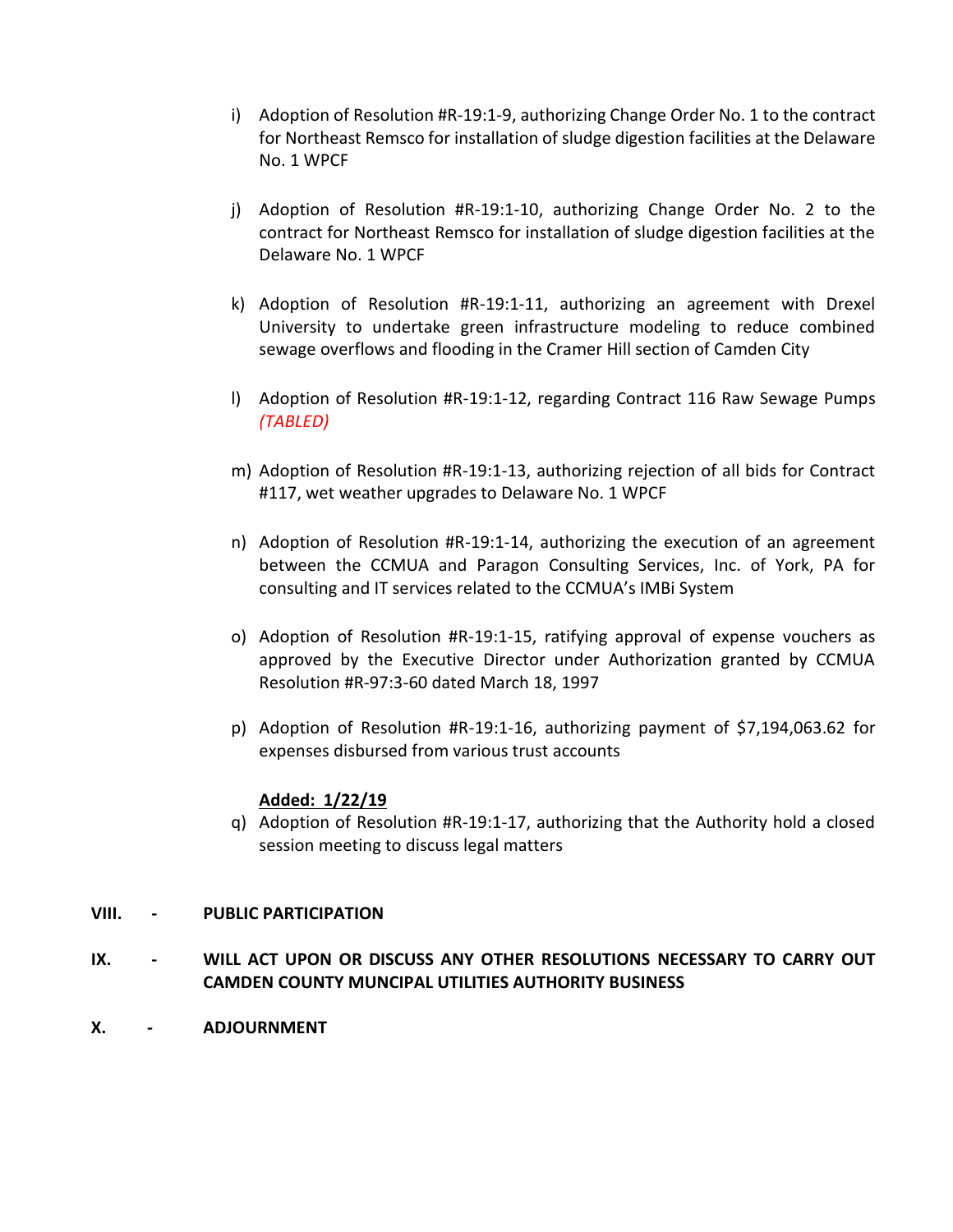i) Adoption of Resolution #R-19:1-9, authorizing Change Order No. 1 to the contract for Northeast Remsco for installation of sludge digestion facilities at the Delaware No. 1 WPCF

j) Adoption of Resolution #R-19:1-10, authorizing Change Order No. 2 to the contract for Northeast Remsco for installation of sludge digestion facilities at the Delaware No. 1 WPCF

k) Adoption of Resolution #R-19:1-11, authorizing an agreement with Drexel University to undertake green infrastructure modeling to reduce combined sewage overflows and flooding in the Cramer Hill section of Camden City

l) Adoption of Resolution #R-19:1-12, regarding Contract 116 Raw Sewage Pumps *(TABLED)*

m) Adoption of Resolution #R-19:1-13, authorizing rejection of all bids for Contract #117, wet weather upgrades to Delaware No. 1 WPCF

n) Adoption of Resolution #R-19:1-14, authorizing the execution of an agreement between the CCMUA and Paragon Consulting Services, Inc. of York, PA for consulting and IT services related to the CCMUA's IMBi System

o) Adoption of Resolution #R-19:1-15, ratifying approval of expense vouchers as approved by the Executive Director under Authorization granted by CCMUA Resolution #R-97:3-60 dated March 18, 1997

p) Adoption of Resolution #R-19:1-16, authorizing payment of $7,194,063.62 for expenses disbursed from various trust accounts

**Added: 1/22/19**

q) Adoption of Resolution #R-19:1-17, authorizing that the Authority hold a closed session meeting to discuss legal matters

**VIII. - PUBLIC PARTICIPATION**

**IX. - WILL ACT UPON OR DISCUSS ANY OTHER RESOLUTIONS NECESSARY TO CARRY OUT CAMDEN COUNTY MUNCIPAL UTILITIES AUTHORITY BUSINESS**

**X. - ADJOURNMENT**